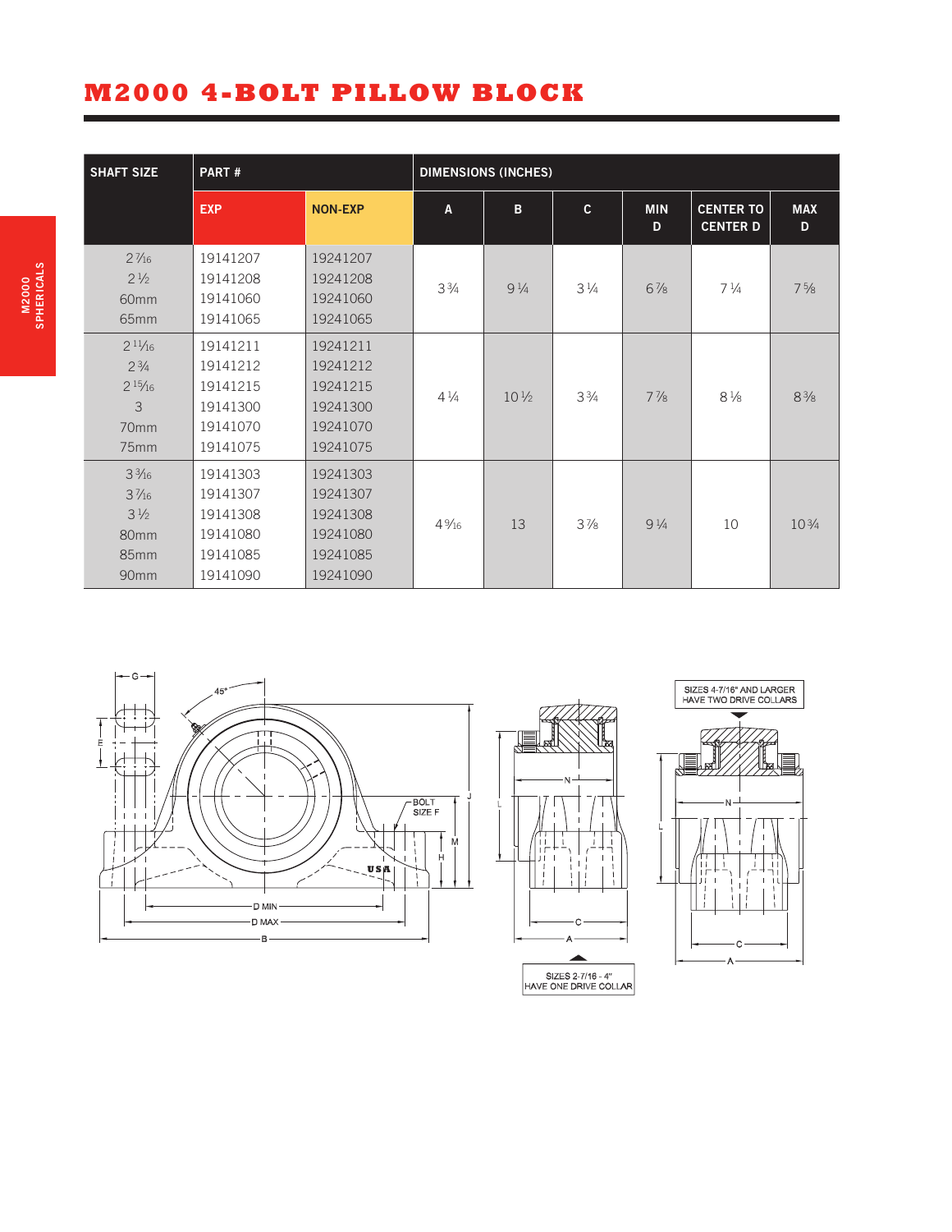# M2000 4-BOLT PILLOW BLOCK

| SHAFT SIZE | PART # | | DIMENSIONS (INCHES) | | | | | |
|---|---|---|---|---|---|---|---|---|
| | EXP | NON-EXP | A | B | C | MIN D | CENTER TO CENTER D | MAX D |
| 2 7⁄16<br>2 1⁄2<br>60mm<br>65mm | 19141207<br>19141208<br>19141060<br>19141065 | 19241207<br>19241208<br>19241060<br>19241065 | 3 3⁄4 | 9 1⁄4 | 3 1⁄4 | 6 7⁄8 | 7 1⁄4 | 7 5⁄8 |
| 2 11⁄16<br>2 3⁄4<br>2 15⁄16<br>3<br>70mm<br>75mm | 19141211<br>19141212<br>19141215<br>19141300<br>19141070<br>19141075 | 19241211<br>19241212<br>19241215<br>19241300<br>19241070<br>19241075 | 4 1⁄4 | 10 1⁄2 | 3 3⁄4 | 7 7⁄8 | 8 1⁄8 | 8 3⁄8 |
| 3 3⁄16<br>3 7⁄16<br>3 1⁄2<br>80mm<br>85mm<br>90mm | 19141303<br>19141307<br>19141308<br>19141080<br>19141085<br>19141090 | 19241303<br>19241307<br>19241308<br>19241080<br>19241085<br>19241090 | 4 9⁄16 | 13 | 3 7⁄8 | 9 1⁄4 | 10 | 10 3⁄4 |

SIZES 4-7/16" AND LARGER HAVE TWO DRIVE COLLARS

SIZES 2-7/16 - 4" HAVE ONE DRIVE COLLAR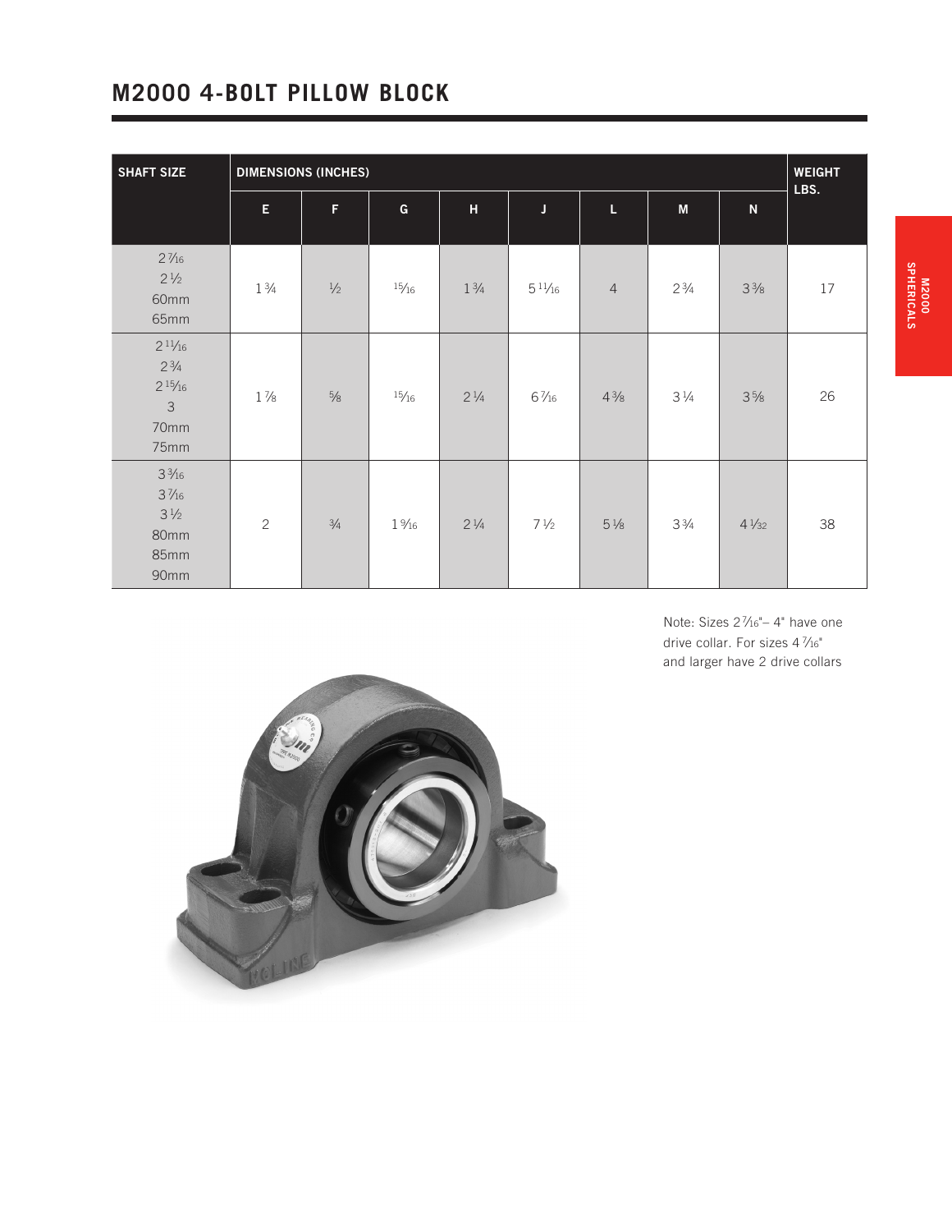## M2000 4-BOLT PILLOW BLOCK

| SHAFT SIZE | DIMENSIONS (INCHES) | | | | | | | | WEIGHT LBS. |
|---|---|---|---|---|---|---|---|---|---|
| | E | F | G | H | J | L | M | N | |
| 2 7/16<br>2 1/2<br>60mm<br>65mm | 1 3/4 | 1/2 | 15/16 | 1 3/4 | 5 11/16 | 4 | 2 3/4 | 3 3/8 | 17 |
| 2 11/16<br>2 3/4<br>2 15/16<br>3<br>70mm<br>75mm | 1 7/8 | 5/8 | 15/16 | 2 1/4 | 6 7/16 | 4 3/8 | 3 1/4 | 3 5/8 | 26 |
| 3 3/16<br>3 7/16<br>3 1/2<br>80mm<br>85mm<br>90mm | 2 | 3/4 | 1 9/16 | 2 1/4 | 7 1/2 | 5 1/8 | 3 3/4 | 4 1/32 | 38 |

Note: Sizes 2 7/16"– 4" have one drive collar. For sizes 4 7/16" and larger have 2 drive collars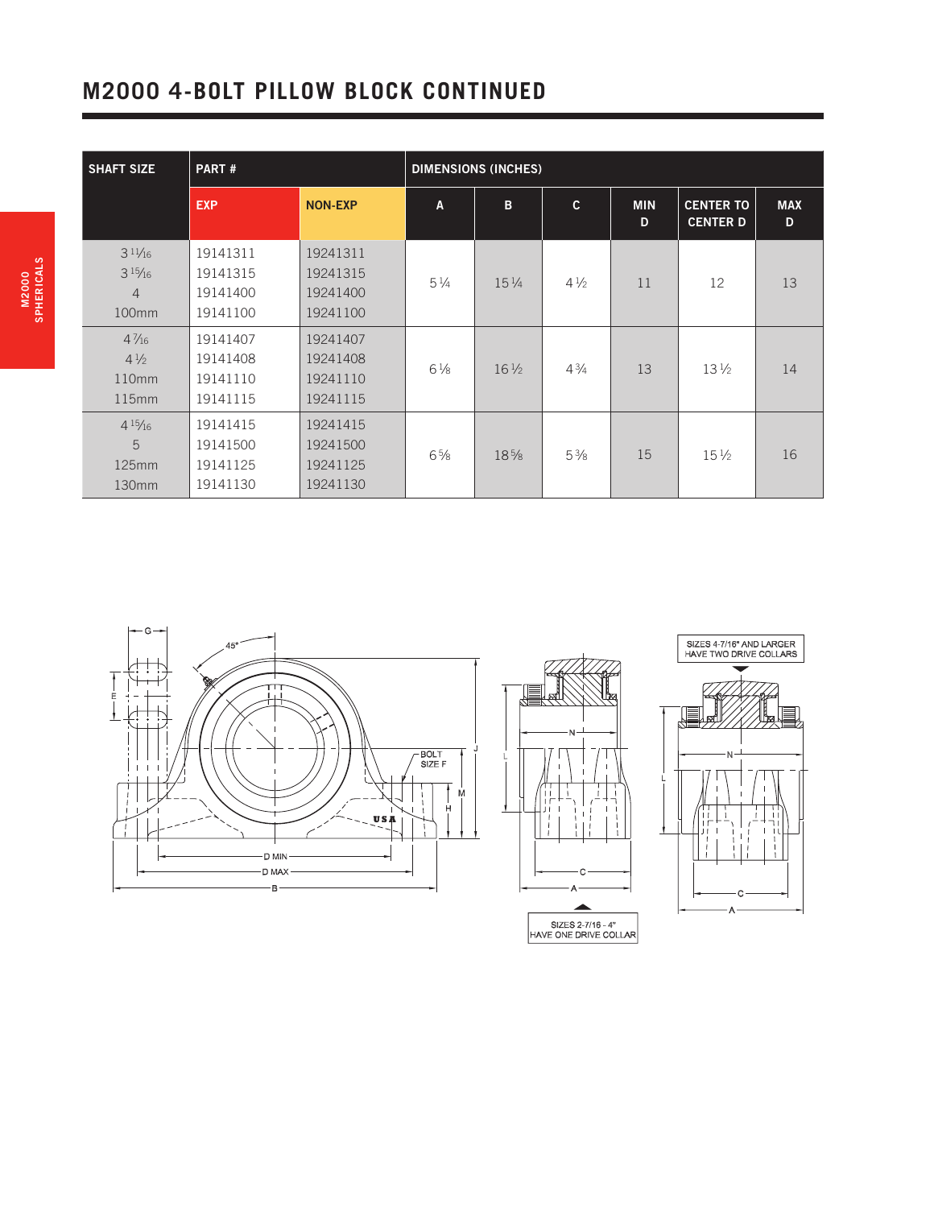# M2000 4-BOLT PILLOW BLOCK CONTINUED

| SHAFT SIZE | PART # | | DIMENSIONS (INCHES) | | | | | |
|---|---|---|---|---|---|---|---|---|
| | EXP | NON-EXP | A | B | C | MIN D | CENTER TO CENTER D | MAX D |
| 3 11⁄16<br>3 15⁄16<br>4<br>100mm | 19141311<br>19141315<br>19141400<br>19141100 | 19241311<br>19241315<br>19241400<br>19241100 | 5 1⁄4 | 15 1⁄4 | 4 1⁄2 | 11 | 12 | 13 |
| 4 7⁄16<br>4 1⁄2<br>110mm<br>115mm | 19141407<br>19141408<br>19141110<br>19141115 | 19241407<br>19241408<br>19241110<br>19241115 | 6 1⁄8 | 16 1⁄2 | 4 3⁄4 | 13 | 13 1⁄2 | 14 |
| 4 15⁄16<br>5<br>125mm<br>130mm | 19141415<br>19141500<br>19141125<br>19141130 | 19241415<br>19241500<br>19241125<br>19241130 | 6 5⁄8 | 18 5⁄8 | 5 3⁄8 | 15 | 15 1⁄2 | 16 |

SIZES 4-7/16" AND LARGER HAVE TWO DRIVE COLLARS

SIZES 2-7/16 - 4" HAVE ONE DRIVE COLLAR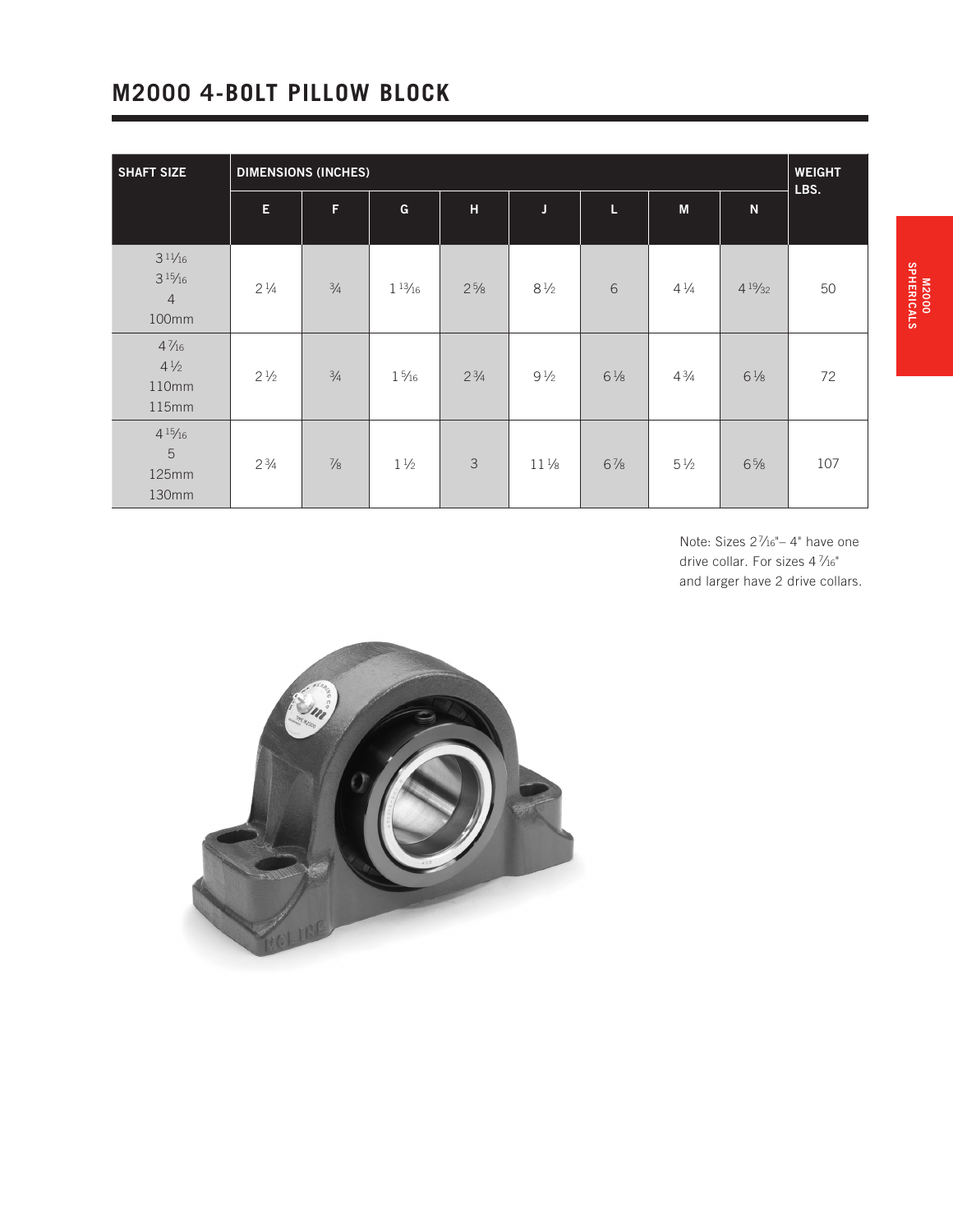# M2000 4-BOLT PILLOW BLOCK

| SHAFT SIZE | DIMENSIONS (INCHES) | | | | | | | | WEIGHT LBS. |
|---|---|---|---|---|---|---|---|---|---|
| | E | F | G | H | J | L | M | N | |
| 3 11/16<br>3 15/16<br>4<br>100mm | 2 1/4 | 3/4 | 1 13/16 | 2 5/8 | 8 1/2 | 6 | 4 1/4 | 4 19/32 | 50 |
| 4 7/16<br>4 1/2<br>110mm<br>115mm | 2 1/2 | 3/4 | 1 5/16 | 2 3/4 | 9 1/2 | 6 1/8 | 4 3/4 | 6 1/8 | 72 |
| 4 15/16<br>5<br>125mm<br>130mm | 2 3/4 | 7/8 | 1 1/2 | 3 | 11 1/8 | 6 7/8 | 5 1/2 | 6 5/8 | 107 |

Note: Sizes 2 7/16"– 4" have one drive collar. For sizes 4 7/16" and larger have 2 drive collars.